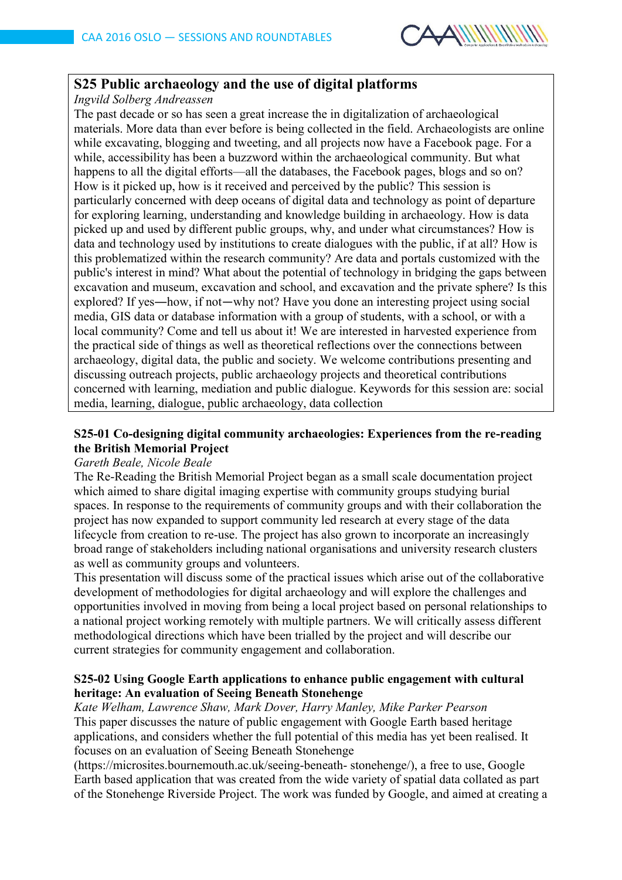## S25 Public archaeology and the use of digital platforms

*Ingvild Solberg Andreassen*

The past decade or so has seen a great increase the in digitalization of archaeological materials. More data than ever before is being collected in the field. Archaeologists are online while excavating, blogging and tweeting, and all projects now have a Facebook page. For a while, accessibility has been a buzzword within the archaeological community. But what happens to all the digital efforts—all the databases, the Facebook pages, blogs and so on? How is it picked up, how is it received and perceived by the public? This session is particularly concerned with deep oceans of digital data and technology as point of departure for exploring learning, understanding and knowledge building in archaeology. How is data picked up and used by different public groups, why, and under what circumstances? How is data and technology used by institutions to create dialogues with the public, if at all? How is this problematized within the research community? Are data and portals customized with the public's interest in mind? What about the potential of technology in bridging the gaps between excavation and museum, excavation and school, and excavation and the private sphere? Is this explored? If yes―how, if not―why not? Have you done an interesting project using social media, GIS data or database information with a group of students, with a school, or with a local community? Come and tell us about it! We are interested in harvested experience from the practical side of things as well as theoretical reflections over the connections between archaeology, digital data, the public and society. We welcome contributions presenting and discussing outreach projects, public archaeology projects and theoretical contributions concerned with learning, mediation and public dialogue. Keywords for this session are: social media, learning, dialogue, public archaeology, data collection

### S25-01 Co-designing digital community archaeologies: Experiences from the re-reading the British Memorial Project

*Gareth Beale, Nicole Beale*

The Re-Reading the British Memorial Project began as a small scale documentation project which aimed to share digital imaging expertise with community groups studying burial spaces. In response to the requirements of community groups and with their collaboration the project has now expanded to support community led research at every stage of the data lifecycle from creation to re-use. The project has also grown to incorporate an increasingly broad range of stakeholders including national organisations and university research clusters as well as community groups and volunteers.

This presentation will discuss some of the practical issues which arise out of the collaborative development of methodologies for digital archaeology and will explore the challenges and opportunities involved in moving from being a local project based on personal relationships to a national project working remotely with multiple partners. We will critically assess different methodological directions which have been trialled by the project and will describe our current strategies for community engagement and collaboration.

### S25-02 Using Google Earth applications to enhance public engagement with cultural heritage: An evaluation of Seeing Beneath Stonehenge

*Kate Welham, Lawrence Shaw, Mark Dover, Harry Manley, Mike Parker Pearson*

This paper discusses the nature of public engagement with Google Earth based heritage applications, and considers whether the full potential of this media has yet been realised. It focuses on an evaluation of Seeing Beneath Stonehenge (https://microsites.bournemouth.ac.uk/seeing-beneath- stonehenge/), a free to use, Google Earth based application that was created from the wide variety of spatial data collated as part of the Stonehenge Riverside Project. The work was funded by Google, and aimed at creating a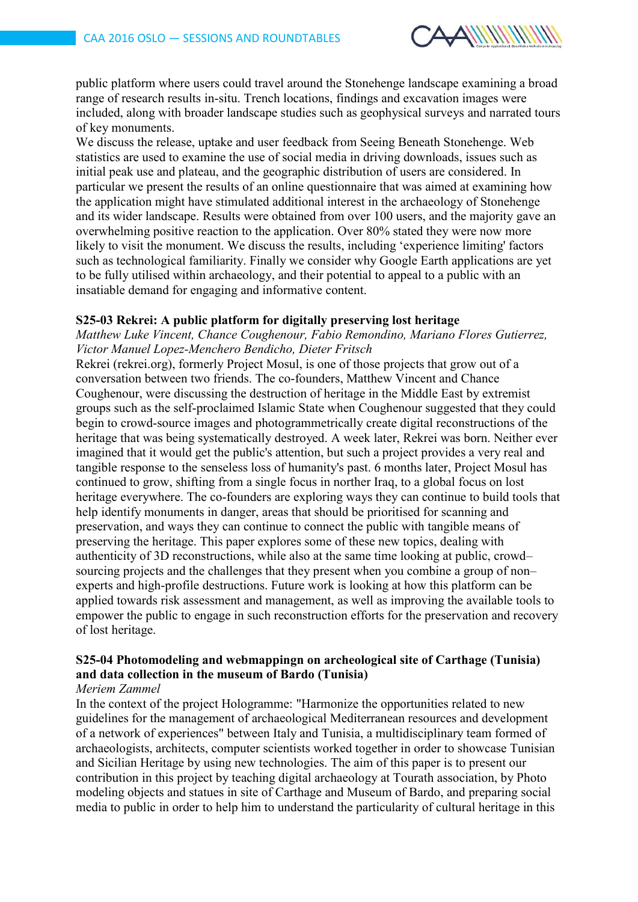public platform where users could travel around the Stonehenge landscape examining a broad range of research results in-situ. Trench locations, findings and excavation images were included, along with broader landscape studies such as geophysical surveys and narrated tours of key monuments.
We discuss the release, uptake and user feedback from Seeing Beneath Stonehenge. Web statistics are used to examine the use of social media in driving downloads, issues such as initial peak use and plateau, and the geographic distribution of users are considered. In particular we present the results of an online questionnaire that was aimed at examining how the application might have stimulated additional interest in the archaeology of Stonehenge and its wider landscape. Results were obtained from over 100 users, and the majority gave an overwhelming positive reaction to the application. Over 80% stated they were now more likely to visit the monument. We discuss the results, including 'experience limiting' factors such as technological familiarity. Finally we consider why Google Earth applications are yet to be fully utilised within archaeology, and their potential to appeal to a public with an insatiable demand for engaging and informative content.

**S25-03 Rekrei: A public platform for digitally preserving lost heritage**

*Matthew Luke Vincent, Chance Coughenour, Fabio Remondino, Mariano Flores Gutierrez, Victor Manuel Lopez-Menchero Bendicho, Dieter Fritsch*

Rekrei (rekrei.org), formerly Project Mosul, is one of those projects that grow out of a conversation between two friends. The co-founders, Matthew Vincent and Chance Coughenour, were discussing the destruction of heritage in the Middle East by extremist groups such as the self-proclaimed Islamic State when Coughenour suggested that they could begin to crowd-source images and photogrammetrically create digital reconstructions of the heritage that was being systematically destroyed. A week later, Rekrei was born. Neither ever imagined that it would get the public's attention, but such a project provides a very real and tangible response to the senseless loss of humanity's past. 6 months later, Project Mosul has continued to grow, shifting from a single focus in norther Iraq, to a global focus on lost heritage everywhere. The co-founders are exploring ways they can continue to build tools that help identify monuments in danger, areas that should be prioritised for scanning and preservation, and ways they can continue to connect the public with tangible means of preserving the heritage. This paper explores some of these new topics, dealing with authenticity of 3D reconstructions, while also at the same time looking at public, crowd–sourcing projects and the challenges that they present when you combine a group of non–experts and high-profile destructions. Future work is looking at how this platform can be applied towards risk assessment and management, as well as improving the available tools to empower the public to engage in such reconstruction efforts for the preservation and recovery of lost heritage.

**S25-04 Photomodeling and webmappingn on archeological site of Carthage (Tunisia) and data collection in the museum of Bardo (Tunisia)**

*Meriem Zammel*

In the context of the project Hologramme: "Harmonize the opportunities related to new guidelines for the management of archaeological Mediterranean resources and development of a network of experiences" between Italy and Tunisia, a multidisciplinary team formed of archaeologists, architects, computer scientists worked together in order to showcase Tunisian and Sicilian Heritage by using new technologies. The aim of this paper is to present our contribution in this project by teaching digital archaeology at Tourath association, by Photo modeling objects and statues in site of Carthage and Museum of Bardo, and preparing social media to public in order to help him to understand the particularity of cultural heritage in this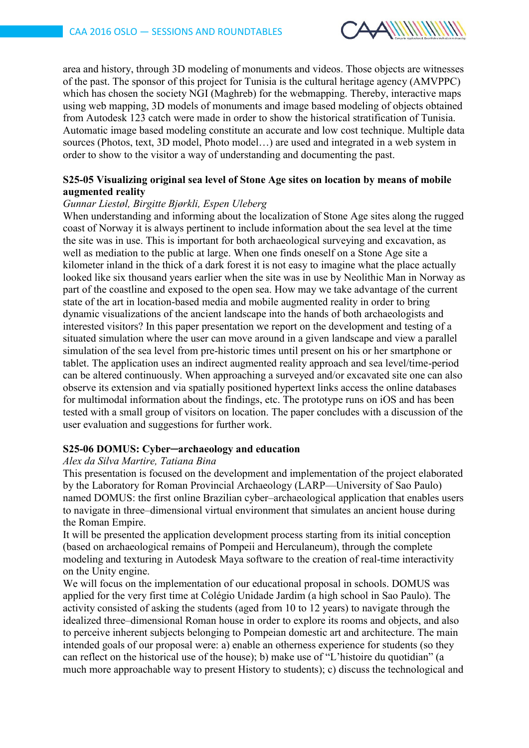area and history, through 3D modeling of monuments and videos. Those objects are witnesses of the past. The sponsor of this project for Tunisia is the cultural heritage agency (AMVPPC) which has chosen the society NGI (Maghreb) for the webmapping. Thereby, interactive maps using web mapping, 3D models of monuments and image based modeling of objects obtained from Autodesk 123 catch were made in order to show the historical stratification of Tunisia. Automatic image based modeling constitute an accurate and low cost technique. Multiple data sources (Photos, text, 3D model, Photo model…) are used and integrated in a web system in order to show to the visitor a way of understanding and documenting the past.

**S25-05 Visualizing original sea level of Stone Age sites on location by means of mobile augmented reality**

*Gunnar Liestøl, Birgitte Bjørkli, Espen Uleberg*

When understanding and informing about the localization of Stone Age sites along the rugged coast of Norway it is always pertinent to include information about the sea level at the time the site was in use. This is important for both archaeological surveying and excavation, as well as mediation to the public at large. When one finds oneself on a Stone Age site a kilometer inland in the thick of a dark forest it is not easy to imagine what the place actually looked like six thousand years earlier when the site was in use by Neolithic Man in Norway as part of the coastline and exposed to the open sea. How may we take advantage of the current state of the art in location-based media and mobile augmented reality in order to bring dynamic visualizations of the ancient landscape into the hands of both archaeologists and interested visitors? In this paper presentation we report on the development and testing of a situated simulation where the user can move around in a given landscape and view a parallel simulation of the sea level from pre-historic times until present on his or her smartphone or tablet. The application uses an indirect augmented reality approach and sea level/time-period can be altered continuously. When approaching a surveyed and/or excavated site one can also observe its extension and via spatially positioned hypertext links access the online databases for multimodal information about the findings, etc. The prototype runs on iOS and has been tested with a small group of visitors on location. The paper concludes with a discussion of the user evaluation and suggestions for further work.

**S25-06 DOMUS: Cyber─archaeology and education**

*Alex da Silva Martire, Tatiana Bina*

This presentation is focused on the development and implementation of the project elaborated by the Laboratory for Roman Provincial Archaeology (LARP—University of Sao Paulo) named DOMUS: the first online Brazilian cyber–archaeological application that enables users to navigate in three–dimensional virtual environment that simulates an ancient house during the Roman Empire.

It will be presented the application development process starting from its initial conception (based on archaeological remains of Pompeii and Herculaneum), through the complete modeling and texturing in Autodesk Maya software to the creation of real-time interactivity on the Unity engine.

We will focus on the implementation of our educational proposal in schools. DOMUS was applied for the very first time at Colégio Unidade Jardim (a high school in Sao Paulo). The activity consisted of asking the students (aged from 10 to 12 years) to navigate through the idealized three–dimensional Roman house in order to explore its rooms and objects, and also to perceive inherent subjects belonging to Pompeian domestic art and architecture. The main intended goals of our proposal were: a) enable an otherness experience for students (so they can reflect on the historical use of the house); b) make use of "L'histoire du quotidian" (a much more approachable way to present History to students); c) discuss the technological and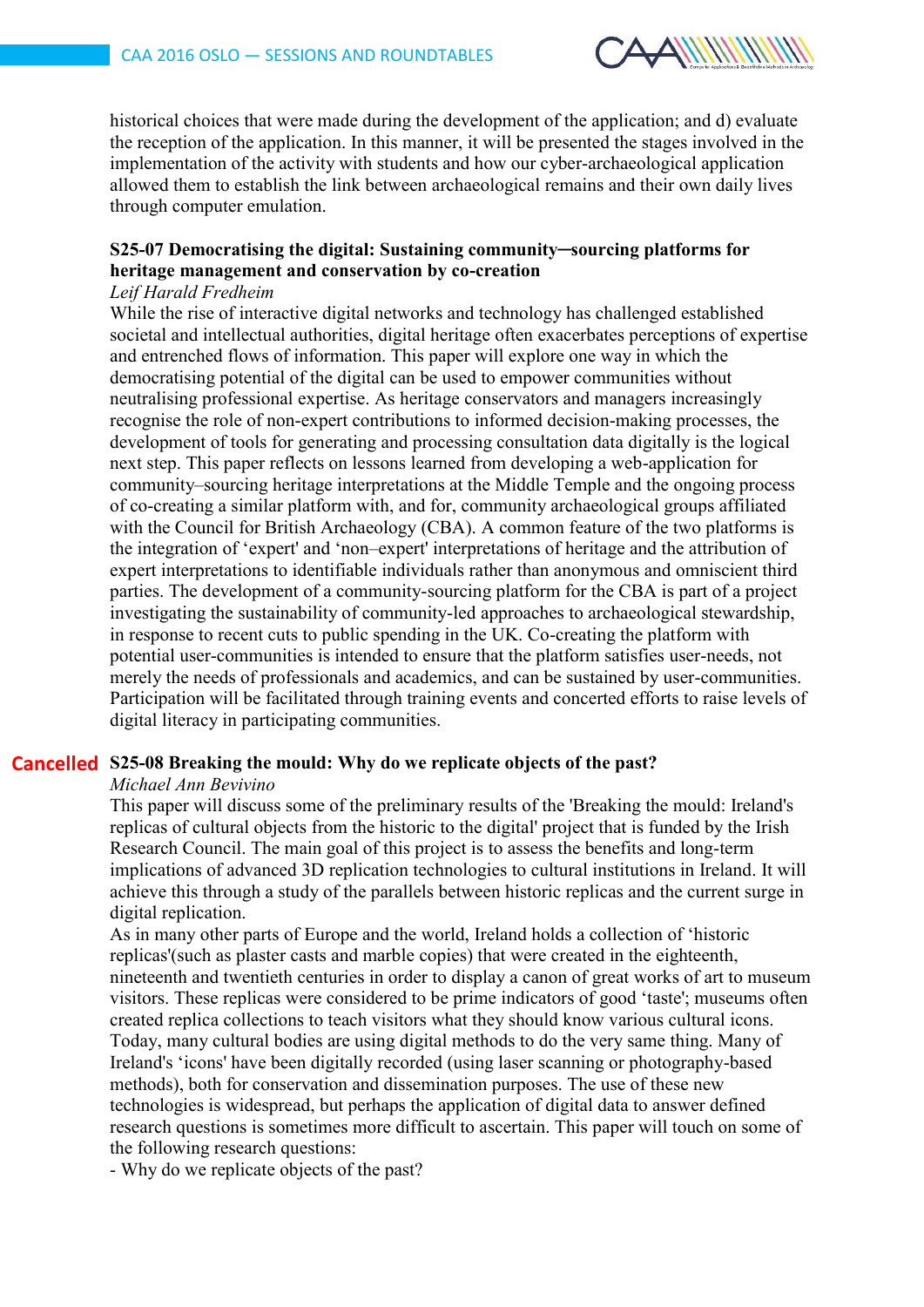historical choices that were made during the development of the application; and d) evaluate the reception of the application. In this manner, it will be presented the stages involved in the implementation of the activity with students and how our cyber-archaeological application allowed them to establish the link between archaeological remains and their own daily lives through computer emulation.

### S25-07 Democratising the digital: Sustaining community–sourcing platforms for heritage management and conservation by co-creation

*Leif Harald Fredheim*

While the rise of interactive digital networks and technology has challenged established societal and intellectual authorities, digital heritage often exacerbates perceptions of expertise and entrenched flows of information. This paper will explore one way in which the democratising potential of the digital can be used to empower communities without neutralising professional expertise. As heritage conservators and managers increasingly recognise the role of non-expert contributions to informed decision-making processes, the development of tools for generating and processing consultation data digitally is the logical next step. This paper reflects on lessons learned from developing a web-application for community–sourcing heritage interpretations at the Middle Temple and the ongoing process of co-creating a similar platform with, and for, community archaeological groups affiliated with the Council for British Archaeology (CBA). A common feature of the two platforms is the integration of 'expert' and 'non–expert' interpretations of heritage and the attribution of expert interpretations to identifiable individuals rather than anonymous and omniscient third parties. The development of a community-sourcing platform for the CBA is part of a project investigating the sustainability of community-led approaches to archaeological stewardship, in response to recent cuts to public spending in the UK. Co-creating the platform with potential user-communities is intended to ensure that the platform satisfies user-needs, not merely the needs of professionals and academics, and can be sustained by user-communities. Participation will be facilitated through training events and concerted efforts to raise levels of digital literacy in participating communities.

### Cancelled S25-08 Breaking the mould: Why do we replicate objects of the past?

*Michael Ann Bevivino*

This paper will discuss some of the preliminary results of the 'Breaking the mould: Ireland's replicas of cultural objects from the historic to the digital' project that is funded by the Irish Research Council. The main goal of this project is to assess the benefits and long-term implications of advanced 3D replication technologies to cultural institutions in Ireland. It will achieve this through a study of the parallels between historic replicas and the current surge in digital replication.

As in many other parts of Europe and the world, Ireland holds a collection of 'historic replicas'(such as plaster casts and marble copies) that were created in the eighteenth, nineteenth and twentieth centuries in order to display a canon of great works of art to museum visitors. These replicas were considered to be prime indicators of good 'taste'; museums often created replica collections to teach visitors what they should know various cultural icons. Today, many cultural bodies are using digital methods to do the very same thing. Many of Ireland's 'icons' have been digitally recorded (using laser scanning or photography-based methods), both for conservation and dissemination purposes. The use of these new technologies is widespread, but perhaps the application of digital data to answer defined research questions is sometimes more difficult to ascertain. This paper will touch on some of the following research questions:

- Why do we replicate objects of the past?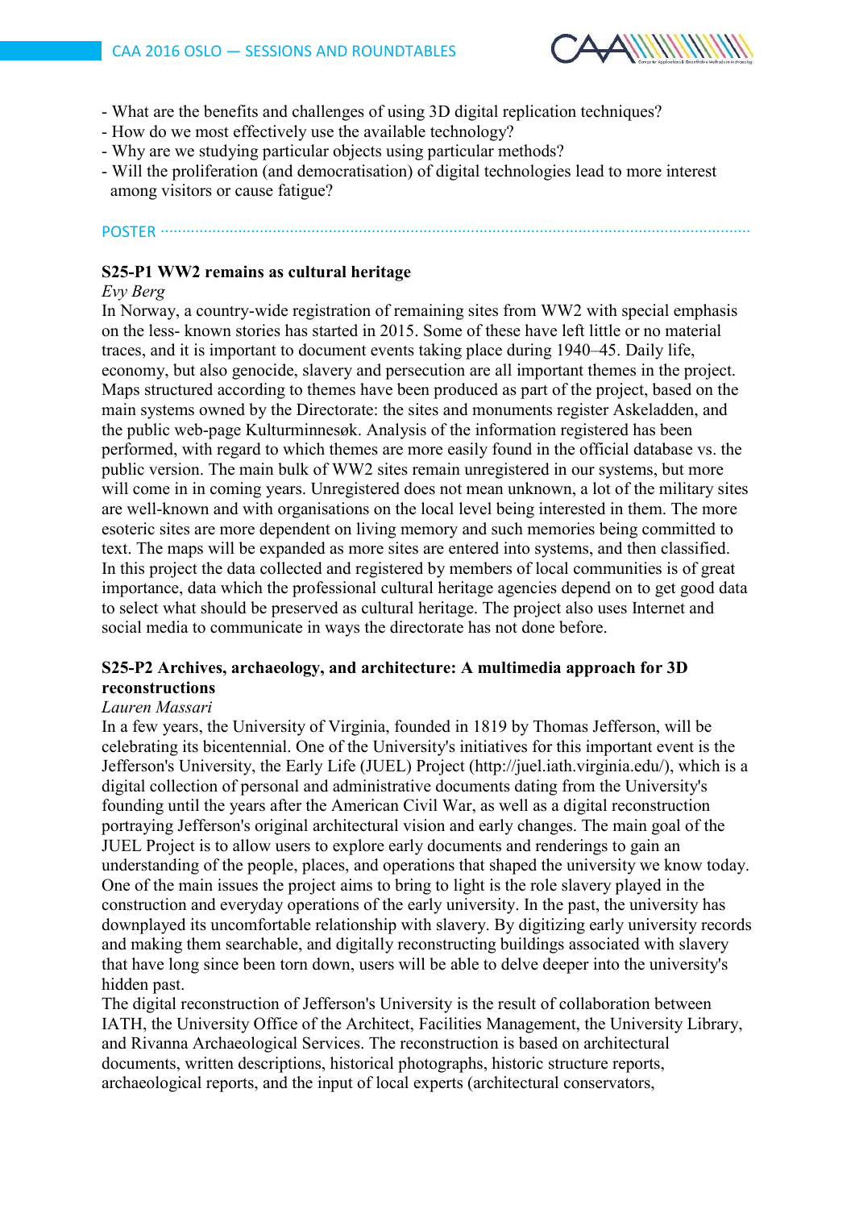- What are the benefits and challenges of using 3D digital replication techniques?
- How do we most effectively use the available technology?
- Why are we studying particular objects using particular methods?
- Will the proliferation (and democratisation) of digital technologies lead to more interest among visitors or cause fatigue?

## POSTER

### S25-P1 WW2 remains as cultural heritage

*Evy Berg*

In Norway, a country-wide registration of remaining sites from WW2 with special emphasis on the less- known stories has started in 2015. Some of these have left little or no material traces, and it is important to document events taking place during 1940–45. Daily life, economy, but also genocide, slavery and persecution are all important themes in the project. Maps structured according to themes have been produced as part of the project, based on the main systems owned by the Directorate: the sites and monuments register Askeladden, and the public web-page Kulturminnesøk. Analysis of the information registered has been performed, with regard to which themes are more easily found in the official database vs. the public version. The main bulk of WW2 sites remain unregistered in our systems, but more will come in in coming years. Unregistered does not mean unknown, a lot of the military sites are well-known and with organisations on the local level being interested in them. The more esoteric sites are more dependent on living memory and such memories being committed to text. The maps will be expanded as more sites are entered into systems, and then classified. In this project the data collected and registered by members of local communities is of great importance, data which the professional cultural heritage agencies depend on to get good data to select what should be preserved as cultural heritage. The project also uses Internet and social media to communicate in ways the directorate has not done before.

### S25-P2 Archives, archaeology, and architecture: A multimedia approach for 3D reconstructions

*Lauren Massari*

In a few years, the University of Virginia, founded in 1819 by Thomas Jefferson, will be celebrating its bicentennial. One of the University's initiatives for this important event is the Jefferson's University, the Early Life (JUEL) Project (http://juel.iath.virginia.edu/), which is a digital collection of personal and administrative documents dating from the University's founding until the years after the American Civil War, as well as a digital reconstruction portraying Jefferson's original architectural vision and early changes. The main goal of the JUEL Project is to allow users to explore early documents and renderings to gain an understanding of the people, places, and operations that shaped the university we know today. One of the main issues the project aims to bring to light is the role slavery played in the construction and everyday operations of the early university. In the past, the university has downplayed its uncomfortable relationship with slavery. By digitizing early university records and making them searchable, and digitally reconstructing buildings associated with slavery that have long since been torn down, users will be able to delve deeper into the university's hidden past.

The digital reconstruction of Jefferson's University is the result of collaboration between IATH, the University Office of the Architect, Facilities Management, the University Library, and Rivanna Archaeological Services. The reconstruction is based on architectural documents, written descriptions, historical photographs, historic structure reports, archaeological reports, and the input of local experts (architectural conservators,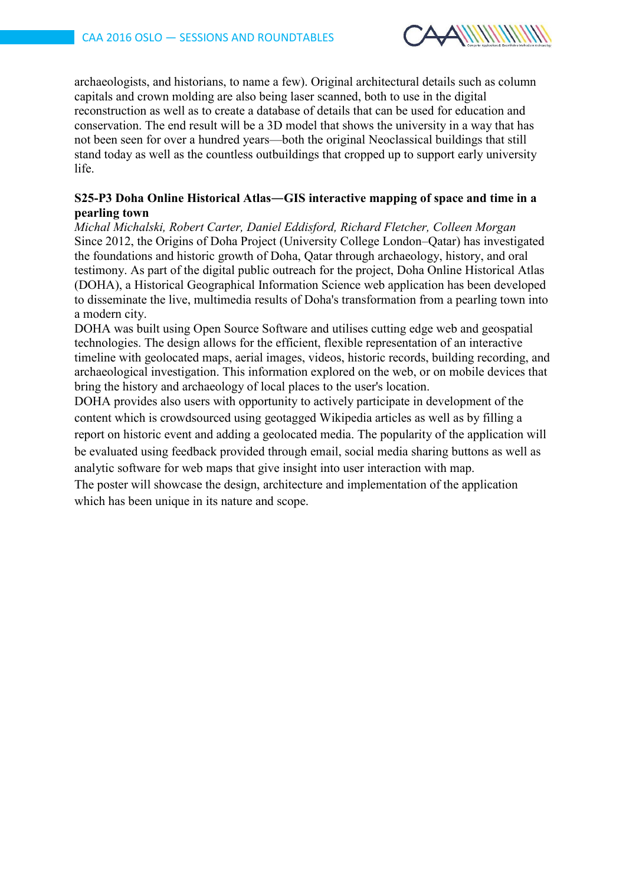archaeologists, and historians, to name a few). Original architectural details such as column capitals and crown molding are also being laser scanned, both to use in the digital reconstruction as well as to create a database of details that can be used for education and conservation. The end result will be a 3D model that shows the university in a way that has not been seen for over a hundred years—both the original Neoclassical buildings that still stand today as well as the countless outbuildings that cropped up to support early university life.

**S25-P3 Doha Online Historical Atlas—GIS interactive mapping of space and time in a pearling town**

*Michal Michalski, Robert Carter, Daniel Eddisford, Richard Fletcher, Colleen Morgan*

Since 2012, the Origins of Doha Project (University College London–Qatar) has investigated the foundations and historic growth of Doha, Qatar through archaeology, history, and oral testimony. As part of the digital public outreach for the project, Doha Online Historical Atlas (DOHA), a Historical Geographical Information Science web application has been developed to disseminate the live, multimedia results of Doha's transformation from a pearling town into a modern city.

DOHA was built using Open Source Software and utilises cutting edge web and geospatial technologies. The design allows for the efficient, flexible representation of an interactive timeline with geolocated maps, aerial images, videos, historic records, building recording, and archaeological investigation. This information explored on the web, or on mobile devices that bring the history and archaeology of local places to the user's location.

DOHA provides also users with opportunity to actively participate in development of the content which is crowdsourced using geotagged Wikipedia articles as well as by filling a report on historic event and adding a geolocated media. The popularity of the application will be evaluated using feedback provided through email, social media sharing buttons as well as analytic software for web maps that give insight into user interaction with map.

The poster will showcase the design, architecture and implementation of the application which has been unique in its nature and scope.